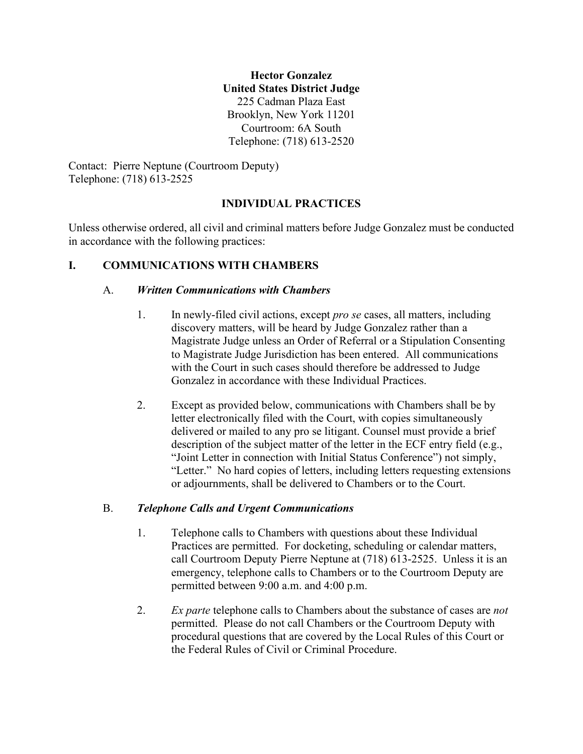**Hector Gonzalez**
**United States District Judge**
225 Cadman Plaza East
Brooklyn, New York 11201
Courtroom: 6A South
Telephone: (718) 613-2520

Contact: Pierre Neptune (Courtroom Deputy)
Telephone: (718) 613-2525

## INDIVIDUAL PRACTICES

Unless otherwise ordered, all civil and criminal matters before Judge Gonzalez must be conducted in accordance with the following practices:

## I. COMMUNICATIONS WITH CHAMBERS

### A. *Written Communications with Chambers*

1. In newly-filed civil actions, except *pro se* cases, all matters, including discovery matters, will be heard by Judge Gonzalez rather than a Magistrate Judge unless an Order of Referral or a Stipulation Consenting to Magistrate Judge Jurisdiction has been entered. All communications with the Court in such cases should therefore be addressed to Judge Gonzalez in accordance with these Individual Practices.

2. Except as provided below, communications with Chambers shall be by letter electronically filed with the Court, with copies simultaneously delivered or mailed to any pro se litigant. Counsel must provide a brief description of the subject matter of the letter in the ECF entry field (e.g., "Joint Letter in connection with Initial Status Conference") not simply, "Letter." No hard copies of letters, including letters requesting extensions or adjournments, shall be delivered to Chambers or to the Court.

### B. *Telephone Calls and Urgent Communications*

1. Telephone calls to Chambers with questions about these Individual Practices are permitted. For docketing, scheduling or calendar matters, call Courtroom Deputy Pierre Neptune at (718) 613-2525. Unless it is an emergency, telephone calls to Chambers or to the Courtroom Deputy are permitted between 9:00 a.m. and 4:00 p.m.

2. *Ex parte* telephone calls to Chambers about the substance of cases are *not* permitted. Please do not call Chambers or the Courtroom Deputy with procedural questions that are covered by the Local Rules of this Court or the Federal Rules of Civil or Criminal Procedure.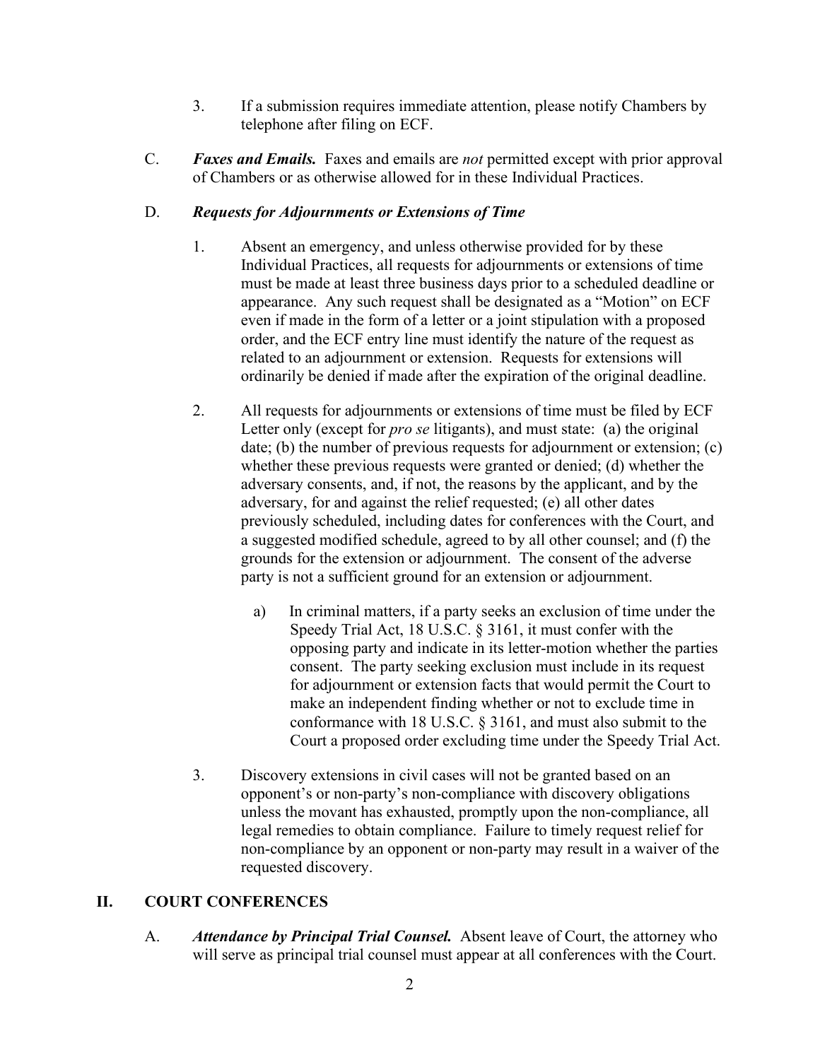3. If a submission requires immediate attention, please notify Chambers by telephone after filing on ECF.

C. ***Faxes and Emails.*** Faxes and emails are *not* permitted except with prior approval of Chambers or as otherwise allowed for in these Individual Practices.

D. ***Requests for Adjournments or Extensions of Time***

1. Absent an emergency, and unless otherwise provided for by these Individual Practices, all requests for adjournments or extensions of time must be made at least three business days prior to a scheduled deadline or appearance. Any such request shall be designated as a "Motion" on ECF even if made in the form of a letter or a joint stipulation with a proposed order, and the ECF entry line must identify the nature of the request as related to an adjournment or extension. Requests for extensions will ordinarily be denied if made after the expiration of the original deadline.

2. All requests for adjournments or extensions of time must be filed by ECF Letter only (except for *pro se* litigants), and must state: (a) the original date; (b) the number of previous requests for adjournment or extension; (c) whether these previous requests were granted or denied; (d) whether the adversary consents, and, if not, the reasons by the applicant, and by the adversary, for and against the relief requested; (e) all other dates previously scheduled, including dates for conferences with the Court, and a suggested modified schedule, agreed to by all other counsel; and (f) the grounds for the extension or adjournment. The consent of the adverse party is not a sufficient ground for an extension or adjournment.

   a) In criminal matters, if a party seeks an exclusion of time under the Speedy Trial Act, 18 U.S.C. § 3161, it must confer with the opposing party and indicate in its letter-motion whether the parties consent. The party seeking exclusion must include in its request for adjournment or extension facts that would permit the Court to make an independent finding whether or not to exclude time in conformance with 18 U.S.C. § 3161, and must also submit to the Court a proposed order excluding time under the Speedy Trial Act.

3. Discovery extensions in civil cases will not be granted based on an opponent's or non-party's non-compliance with discovery obligations unless the movant has exhausted, promptly upon the non-compliance, all legal remedies to obtain compliance. Failure to timely request relief for non-compliance by an opponent or non-party may result in a waiver of the requested discovery.

## II. COURT CONFERENCES

A. ***Attendance by Principal Trial Counsel.*** Absent leave of Court, the attorney who will serve as principal trial counsel must appear at all conferences with the Court.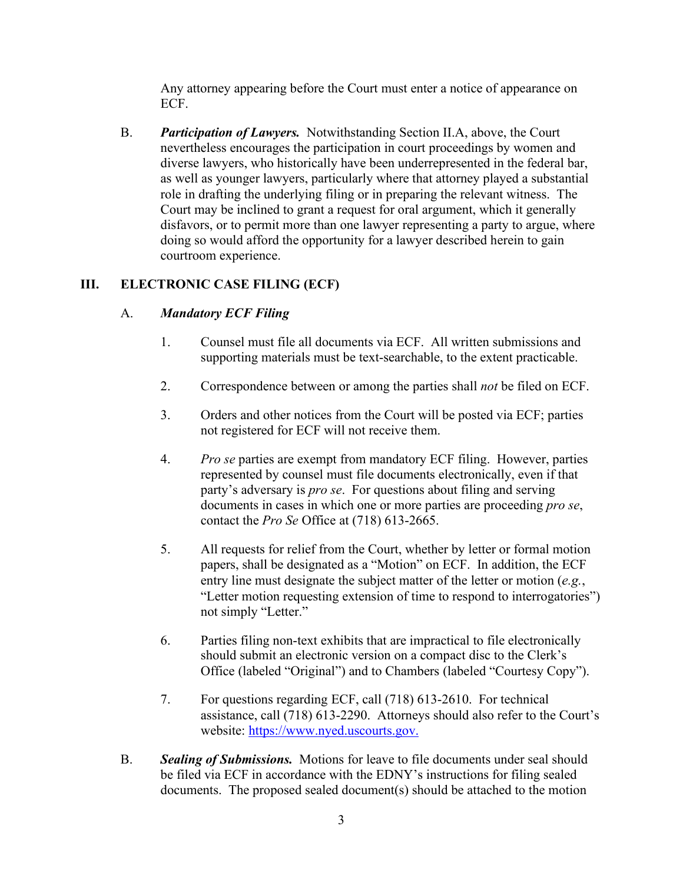Any attorney appearing before the Court must enter a notice of appearance on ECF.

B. ***Participation of Lawyers.*** Notwithstanding Section II.A, above, the Court nevertheless encourages the participation in court proceedings by women and diverse lawyers, who historically have been underrepresented in the federal bar, as well as younger lawyers, particularly where that attorney played a substantial role in drafting the underlying filing or in preparing the relevant witness. The Court may be inclined to grant a request for oral argument, which it generally disfavors, or to permit more than one lawyer representing a party to argue, where doing so would afford the opportunity for a lawyer described herein to gain courtroom experience.

## III. ELECTRONIC CASE FILING (ECF)

### A. *Mandatory ECF Filing*

1. Counsel must file all documents via ECF. All written submissions and supporting materials must be text-searchable, to the extent practicable.

2. Correspondence between or among the parties shall *not* be filed on ECF.

3. Orders and other notices from the Court will be posted via ECF; parties not registered for ECF will not receive them.

4. *Pro se* parties are exempt from mandatory ECF filing. However, parties represented by counsel must file documents electronically, even if that party's adversary is *pro se*. For questions about filing and serving documents in cases in which one or more parties are proceeding *pro se*, contact the *Pro Se* Office at (718) 613-2665.

5. All requests for relief from the Court, whether by letter or formal motion papers, shall be designated as a "Motion" on ECF. In addition, the ECF entry line must designate the subject matter of the letter or motion (*e.g.*, "Letter motion requesting extension of time to respond to interrogatories") not simply "Letter."

6. Parties filing non-text exhibits that are impractical to file electronically should submit an electronic version on a compact disc to the Clerk's Office (labeled "Original") and to Chambers (labeled "Courtesy Copy").

7. For questions regarding ECF, call (718) 613-2610. For technical assistance, call (718) 613-2290. Attorneys should also refer to the Court's website: [https://www.nyed.uscourts.gov.](https://www.nyed.uscourts.gov)

B. ***Sealing of Submissions.*** Motions for leave to file documents under seal should be filed via ECF in accordance with the EDNY's instructions for filing sealed documents. The proposed sealed document(s) should be attached to the motion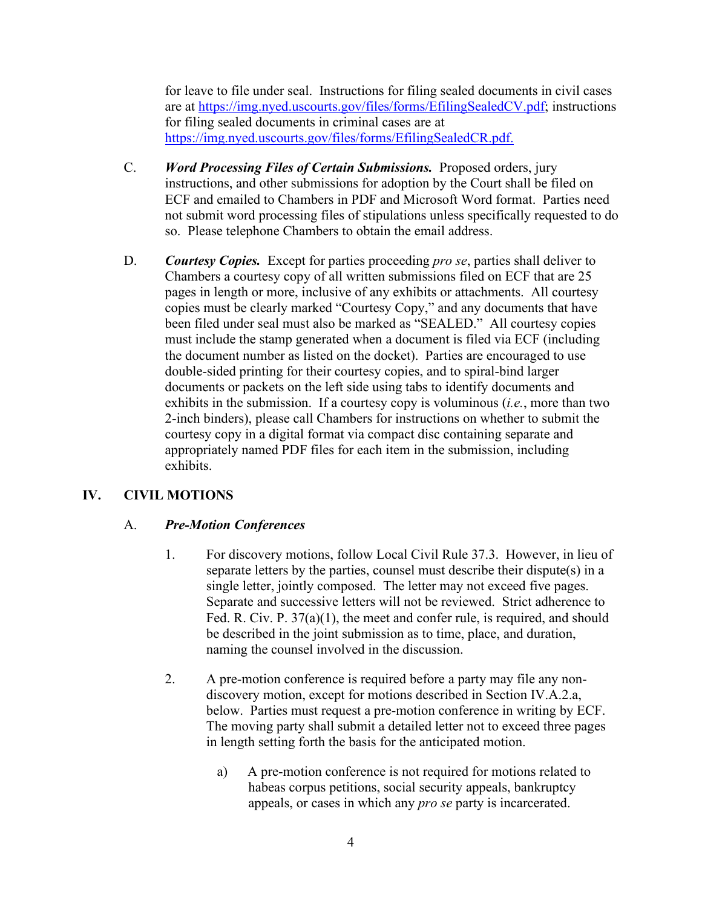for leave to file under seal. Instructions for filing sealed documents in civil cases are at https://img.nyed.uscourts.gov/files/forms/EfilingSealedCV.pdf; instructions for filing sealed documents in criminal cases are at https://img.nyed.uscourts.gov/files/forms/EfilingSealedCR.pdf.

C. ***Word Processing Files of Certain Submissions.*** Proposed orders, jury instructions, and other submissions for adoption by the Court shall be filed on ECF and emailed to Chambers in PDF and Microsoft Word format. Parties need not submit word processing files of stipulations unless specifically requested to do so. Please telephone Chambers to obtain the email address.

D. ***Courtesy Copies.*** Except for parties proceeding *pro se*, parties shall deliver to Chambers a courtesy copy of all written submissions filed on ECF that are 25 pages in length or more, inclusive of any exhibits or attachments. All courtesy copies must be clearly marked "Courtesy Copy," and any documents that have been filed under seal must also be marked as "SEALED." All courtesy copies must include the stamp generated when a document is filed via ECF (including the document number as listed on the docket). Parties are encouraged to use double-sided printing for their courtesy copies, and to spiral-bind larger documents or packets on the left side using tabs to identify documents and exhibits in the submission. If a courtesy copy is voluminous (*i.e.*, more than two 2-inch binders), please call Chambers for instructions on whether to submit the courtesy copy in a digital format via compact disc containing separate and appropriately named PDF files for each item in the submission, including exhibits.

## IV. CIVIL MOTIONS

### A. *Pre-Motion Conferences*

1. For discovery motions, follow Local Civil Rule 37.3. However, in lieu of separate letters by the parties, counsel must describe their dispute(s) in a single letter, jointly composed. The letter may not exceed five pages. Separate and successive letters will not be reviewed. Strict adherence to Fed. R. Civ. P. 37(a)(1), the meet and confer rule, is required, and should be described in the joint submission as to time, place, and duration, naming the counsel involved in the discussion.

2. A pre-motion conference is required before a party may file any non-discovery motion, except for motions described in Section IV.A.2.a, below. Parties must request a pre-motion conference in writing by ECF. The moving party shall submit a detailed letter not to exceed three pages in length setting forth the basis for the anticipated motion.

    a) A pre-motion conference is not required for motions related to habeas corpus petitions, social security appeals, bankruptcy appeals, or cases in which any *pro se* party is incarcerated.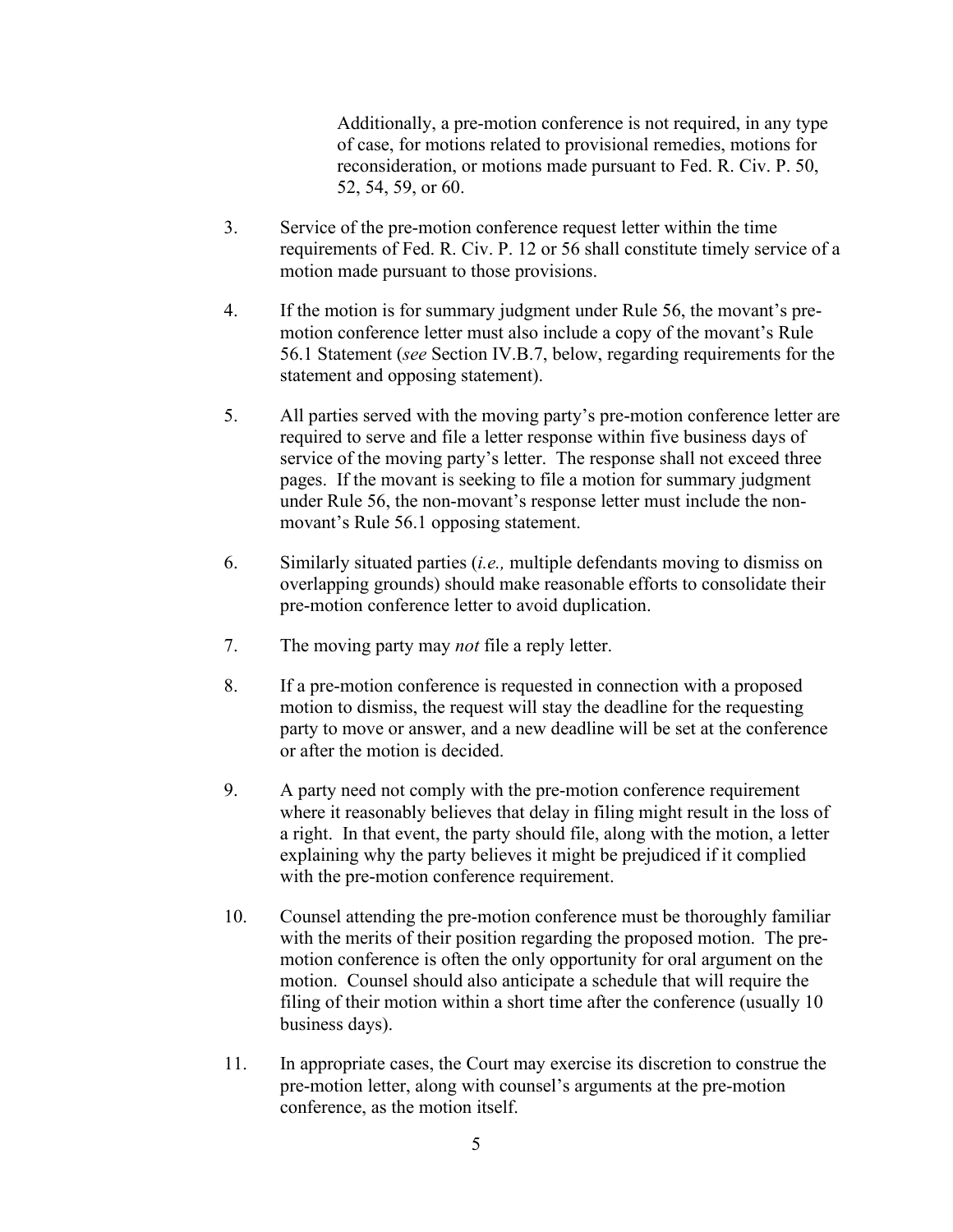Additionally, a pre-motion conference is not required, in any type of case, for motions related to provisional remedies, motions for reconsideration, or motions made pursuant to Fed. R. Civ. P. 50, 52, 54, 59, or 60.

3. Service of the pre-motion conference request letter within the time requirements of Fed. R. Civ. P. 12 or 56 shall constitute timely service of a motion made pursuant to those provisions.

4. If the motion is for summary judgment under Rule 56, the movant's pre-motion conference letter must also include a copy of the movant's Rule 56.1 Statement (*see* Section IV.B.7, below, regarding requirements for the statement and opposing statement).

5. All parties served with the moving party's pre-motion conference letter are required to serve and file a letter response within five business days of service of the moving party's letter. The response shall not exceed three pages. If the movant is seeking to file a motion for summary judgment under Rule 56, the non-movant's response letter must include the non-movant's Rule 56.1 opposing statement.

6. Similarly situated parties (*i.e.,* multiple defendants moving to dismiss on overlapping grounds) should make reasonable efforts to consolidate their pre-motion conference letter to avoid duplication.

7. The moving party may *not* file a reply letter.

8. If a pre-motion conference is requested in connection with a proposed motion to dismiss, the request will stay the deadline for the requesting party to move or answer, and a new deadline will be set at the conference or after the motion is decided.

9. A party need not comply with the pre-motion conference requirement where it reasonably believes that delay in filing might result in the loss of a right. In that event, the party should file, along with the motion, a letter explaining why the party believes it might be prejudiced if it complied with the pre-motion conference requirement.

10. Counsel attending the pre-motion conference must be thoroughly familiar with the merits of their position regarding the proposed motion. The pre-motion conference is often the only opportunity for oral argument on the motion. Counsel should also anticipate a schedule that will require the filing of their motion within a short time after the conference (usually 10 business days).

11. In appropriate cases, the Court may exercise its discretion to construe the pre-motion letter, along with counsel's arguments at the pre-motion conference, as the motion itself.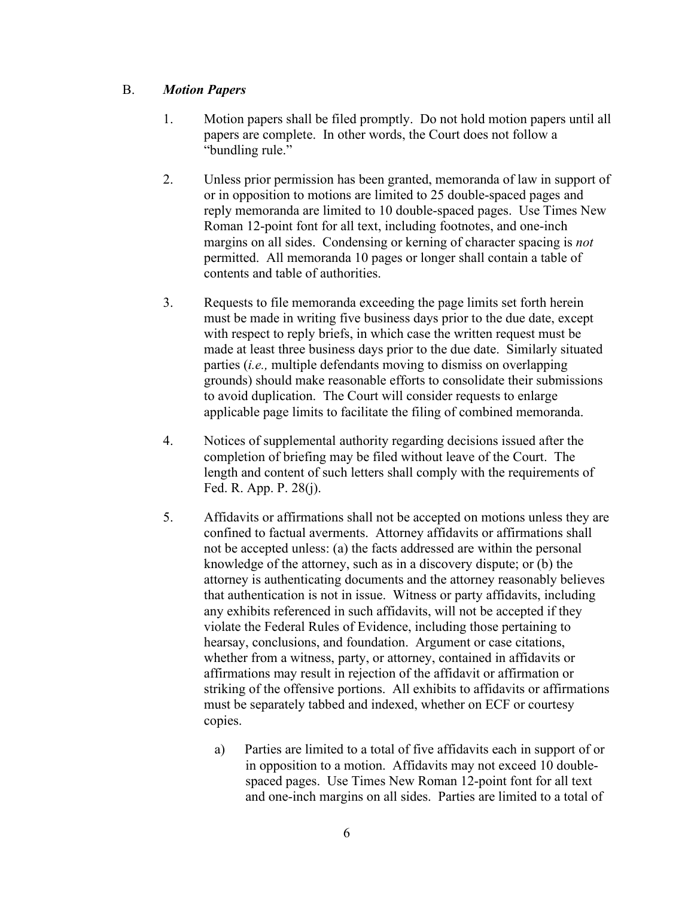## B. ***Motion Papers***

1. Motion papers shall be filed promptly. Do not hold motion papers until all papers are complete. In other words, the Court does not follow a "bundling rule."

2. Unless prior permission has been granted, memoranda of law in support of or in opposition to motions are limited to 25 double-spaced pages and reply memoranda are limited to 10 double-spaced pages. Use Times New Roman 12-point font for all text, including footnotes, and one-inch margins on all sides. Condensing or kerning of character spacing is *not* permitted. All memoranda 10 pages or longer shall contain a table of contents and table of authorities.

3. Requests to file memoranda exceeding the page limits set forth herein must be made in writing five business days prior to the due date, except with respect to reply briefs, in which case the written request must be made at least three business days prior to the due date. Similarly situated parties (*i.e.,* multiple defendants moving to dismiss on overlapping grounds) should make reasonable efforts to consolidate their submissions to avoid duplication. The Court will consider requests to enlarge applicable page limits to facilitate the filing of combined memoranda.

4. Notices of supplemental authority regarding decisions issued after the completion of briefing may be filed without leave of the Court. The length and content of such letters shall comply with the requirements of Fed. R. App. P. 28(j).

5. Affidavits or affirmations shall not be accepted on motions unless they are confined to factual averments. Attorney affidavits or affirmations shall not be accepted unless: (a) the facts addressed are within the personal knowledge of the attorney, such as in a discovery dispute; or (b) the attorney is authenticating documents and the attorney reasonably believes that authentication is not in issue. Witness or party affidavits, including any exhibits referenced in such affidavits, will not be accepted if they violate the Federal Rules of Evidence, including those pertaining to hearsay, conclusions, and foundation. Argument or case citations, whether from a witness, party, or attorney, contained in affidavits or affirmations may result in rejection of the affidavit or affirmation or striking of the offensive portions. All exhibits to affidavits or affirmations must be separately tabbed and indexed, whether on ECF or courtesy copies.

   a) Parties are limited to a total of five affidavits each in support of or in opposition to a motion. Affidavits may not exceed 10 double-spaced pages. Use Times New Roman 12-point font for all text and one-inch margins on all sides. Parties are limited to a total of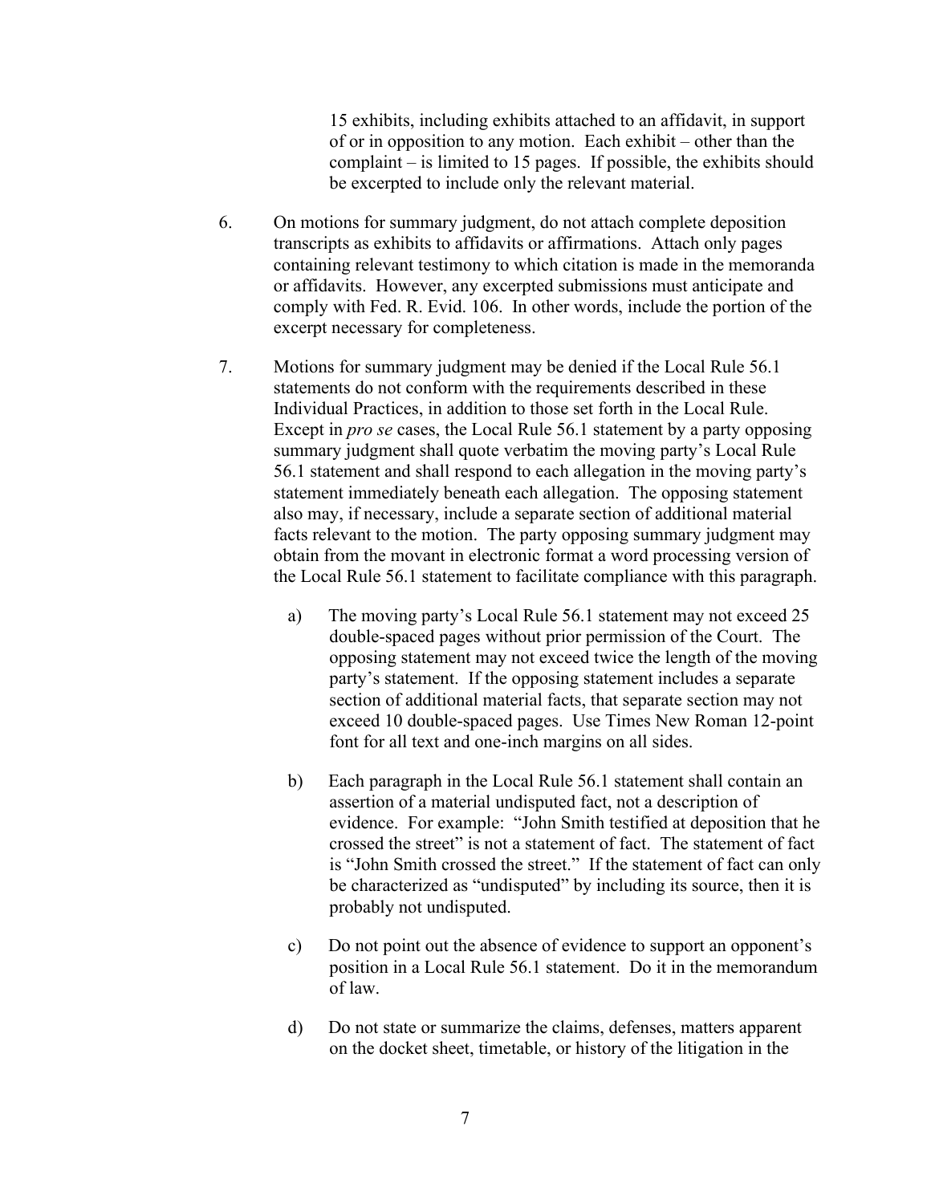15 exhibits, including exhibits attached to an affidavit, in support of or in opposition to any motion. Each exhibit – other than the complaint – is limited to 15 pages. If possible, the exhibits should be excerpted to include only the relevant material.

6. On motions for summary judgment, do not attach complete deposition transcripts as exhibits to affidavits or affirmations. Attach only pages containing relevant testimony to which citation is made in the memoranda or affidavits. However, any excerpted submissions must anticipate and comply with Fed. R. Evid. 106. In other words, include the portion of the excerpt necessary for completeness.

7. Motions for summary judgment may be denied if the Local Rule 56.1 statements do not conform with the requirements described in these Individual Practices, in addition to those set forth in the Local Rule. Except in *pro se* cases, the Local Rule 56.1 statement by a party opposing summary judgment shall quote verbatim the moving party's Local Rule 56.1 statement and shall respond to each allegation in the moving party's statement immediately beneath each allegation. The opposing statement also may, if necessary, include a separate section of additional material facts relevant to the motion. The party opposing summary judgment may obtain from the movant in electronic format a word processing version of the Local Rule 56.1 statement to facilitate compliance with this paragraph.

   a) The moving party's Local Rule 56.1 statement may not exceed 25 double-spaced pages without prior permission of the Court. The opposing statement may not exceed twice the length of the moving party's statement. If the opposing statement includes a separate section of additional material facts, that separate section may not exceed 10 double-spaced pages. Use Times New Roman 12-point font for all text and one-inch margins on all sides.

   b) Each paragraph in the Local Rule 56.1 statement shall contain an assertion of a material undisputed fact, not a description of evidence. For example: "John Smith testified at deposition that he crossed the street" is not a statement of fact. The statement of fact is "John Smith crossed the street." If the statement of fact can only be characterized as "undisputed" by including its source, then it is probably not undisputed.

   c) Do not point out the absence of evidence to support an opponent's position in a Local Rule 56.1 statement. Do it in the memorandum of law.

   d) Do not state or summarize the claims, defenses, matters apparent on the docket sheet, timetable, or history of the litigation in the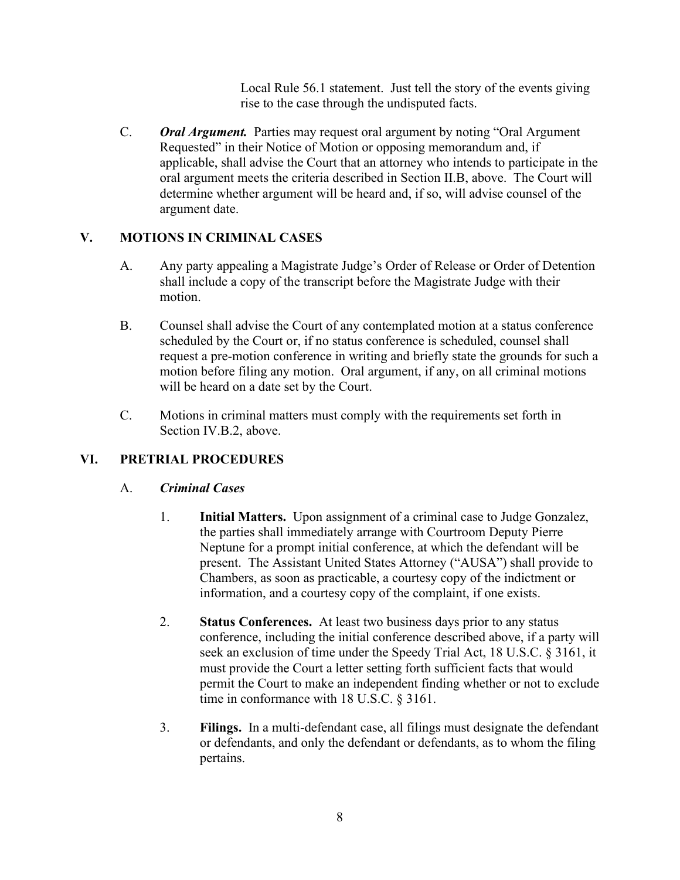Local Rule 56.1 statement. Just tell the story of the events giving rise to the case through the undisputed facts.

C. ***Oral Argument.*** Parties may request oral argument by noting "Oral Argument Requested" in their Notice of Motion or opposing memorandum and, if applicable, shall advise the Court that an attorney who intends to participate in the oral argument meets the criteria described in Section II.B, above. The Court will determine whether argument will be heard and, if so, will advise counsel of the argument date.

## V. MOTIONS IN CRIMINAL CASES

A. Any party appealing a Magistrate Judge's Order of Release or Order of Detention shall include a copy of the transcript before the Magistrate Judge with their motion.

B. Counsel shall advise the Court of any contemplated motion at a status conference scheduled by the Court or, if no status conference is scheduled, counsel shall request a pre-motion conference in writing and briefly state the grounds for such a motion before filing any motion. Oral argument, if any, on all criminal motions will be heard on a date set by the Court.

C. Motions in criminal matters must comply with the requirements set forth in Section IV.B.2, above.

## VI. PRETRIAL PROCEDURES

### A. *Criminal Cases*

1. **Initial Matters.** Upon assignment of a criminal case to Judge Gonzalez, the parties shall immediately arrange with Courtroom Deputy Pierre Neptune for a prompt initial conference, at which the defendant will be present. The Assistant United States Attorney ("AUSA") shall provide to Chambers, as soon as practicable, a courtesy copy of the indictment or information, and a courtesy copy of the complaint, if one exists.

2. **Status Conferences.** At least two business days prior to any status conference, including the initial conference described above, if a party will seek an exclusion of time under the Speedy Trial Act, 18 U.S.C. § 3161, it must provide the Court a letter setting forth sufficient facts that would permit the Court to make an independent finding whether or not to exclude time in conformance with 18 U.S.C. § 3161.

3. **Filings.** In a multi-defendant case, all filings must designate the defendant or defendants, and only the defendant or defendants, as to whom the filing pertains.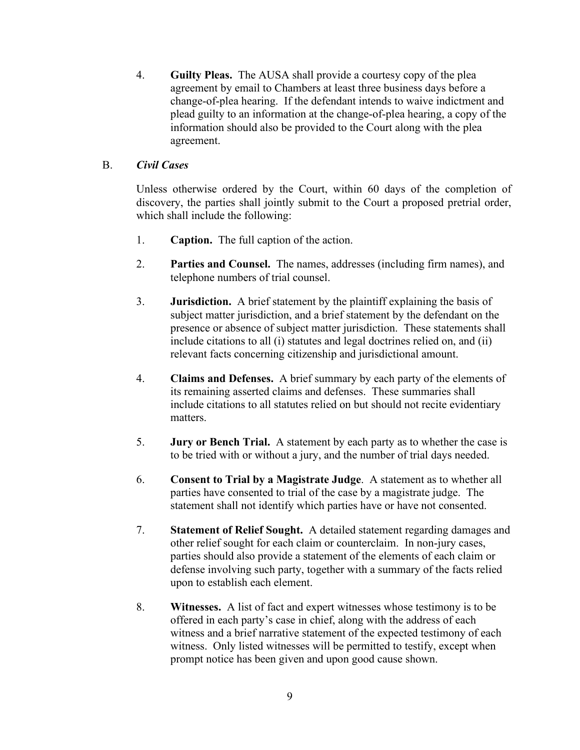4. **Guilty Pleas.** The AUSA shall provide a courtesy copy of the plea agreement by email to Chambers at least three business days before a change-of-plea hearing. If the defendant intends to waive indictment and plead guilty to an information at the change-of-plea hearing, a copy of the information should also be provided to the Court along with the plea agreement.

B. ***Civil Cases***

Unless otherwise ordered by the Court, within 60 days of the completion of discovery, the parties shall jointly submit to the Court a proposed pretrial order, which shall include the following:

1. **Caption.** The full caption of the action.

2. **Parties and Counsel.** The names, addresses (including firm names), and telephone numbers of trial counsel.

3. **Jurisdiction.** A brief statement by the plaintiff explaining the basis of subject matter jurisdiction, and a brief statement by the defendant on the presence or absence of subject matter jurisdiction. These statements shall include citations to all (i) statutes and legal doctrines relied on, and (ii) relevant facts concerning citizenship and jurisdictional amount.

4. **Claims and Defenses.** A brief summary by each party of the elements of its remaining asserted claims and defenses. These summaries shall include citations to all statutes relied on but should not recite evidentiary matters.

5. **Jury or Bench Trial.** A statement by each party as to whether the case is to be tried with or without a jury, and the number of trial days needed.

6. **Consent to Trial by a Magistrate Judge**. A statement as to whether all parties have consented to trial of the case by a magistrate judge. The statement shall not identify which parties have or have not consented.

7. **Statement of Relief Sought.** A detailed statement regarding damages and other relief sought for each claim or counterclaim. In non-jury cases, parties should also provide a statement of the elements of each claim or defense involving such party, together with a summary of the facts relied upon to establish each element.

8. **Witnesses.** A list of fact and expert witnesses whose testimony is to be offered in each party's case in chief, along with the address of each witness and a brief narrative statement of the expected testimony of each witness. Only listed witnesses will be permitted to testify, except when prompt notice has been given and upon good cause shown.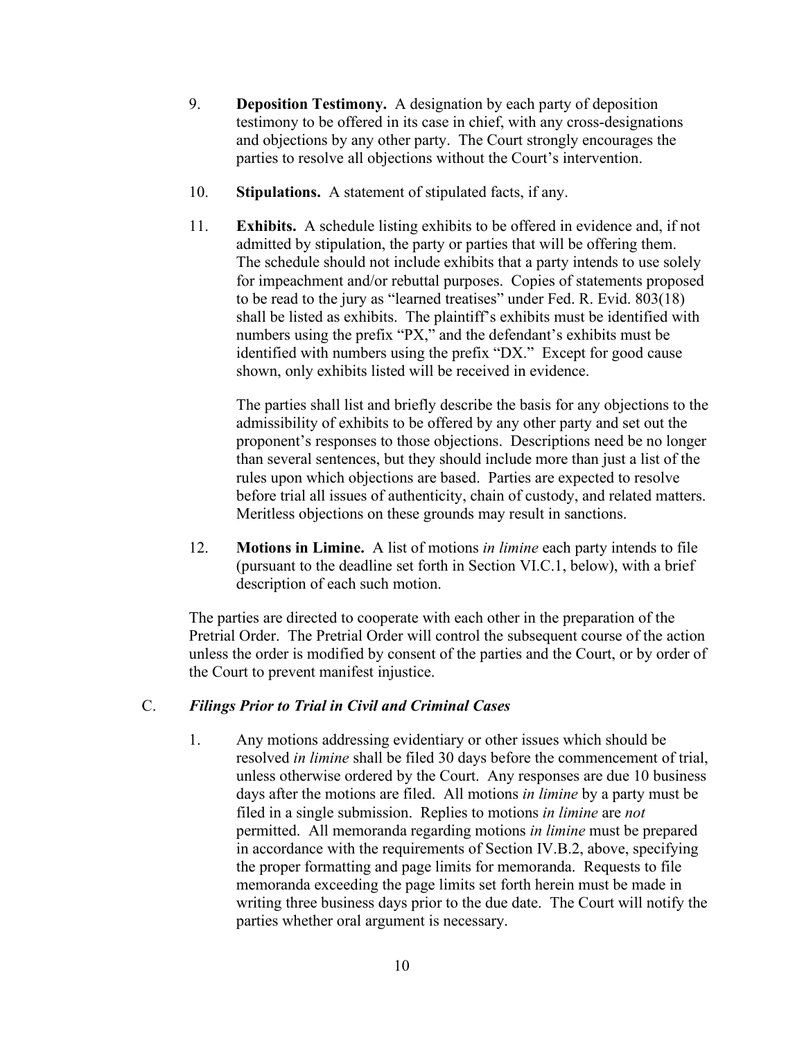9. **Deposition Testimony.** A designation by each party of deposition testimony to be offered in its case in chief, with any cross-designations and objections by any other party. The Court strongly encourages the parties to resolve all objections without the Court's intervention.

10. **Stipulations.** A statement of stipulated facts, if any.

11. **Exhibits.** A schedule listing exhibits to be offered in evidence and, if not admitted by stipulation, the party or parties that will be offering them. The schedule should not include exhibits that a party intends to use solely for impeachment and/or rebuttal purposes. Copies of statements proposed to be read to the jury as "learned treatises" under Fed. R. Evid. 803(18) shall be listed as exhibits. The plaintiff's exhibits must be identified with numbers using the prefix "PX," and the defendant's exhibits must be identified with numbers using the prefix "DX." Except for good cause shown, only exhibits listed will be received in evidence.

    The parties shall list and briefly describe the basis for any objections to the admissibility of exhibits to be offered by any other party and set out the proponent's responses to those objections. Descriptions need be no longer than several sentences, but they should include more than just a list of the rules upon which objections are based. Parties are expected to resolve before trial all issues of authenticity, chain of custody, and related matters. Meritless objections on these grounds may result in sanctions.

12. **Motions in Limine.** A list of motions *in limine* each party intends to file (pursuant to the deadline set forth in Section VI.C.1, below), with a brief description of each such motion.

The parties are directed to cooperate with each other in the preparation of the Pretrial Order. The Pretrial Order will control the subsequent course of the action unless the order is modified by consent of the parties and the Court, or by order of the Court to prevent manifest injustice.

C. ***Filings Prior to Trial in Civil and Criminal Cases***

1. Any motions addressing evidentiary or other issues which should be resolved *in limine* shall be filed 30 days before the commencement of trial, unless otherwise ordered by the Court. Any responses are due 10 business days after the motions are filed. All motions *in limine* by a party must be filed in a single submission. Replies to motions *in limine* are *not* permitted. All memoranda regarding motions *in limine* must be prepared in accordance with the requirements of Section IV.B.2, above, specifying the proper formatting and page limits for memoranda. Requests to file memoranda exceeding the page limits set forth herein must be made in writing three business days prior to the due date. The Court will notify the parties whether oral argument is necessary.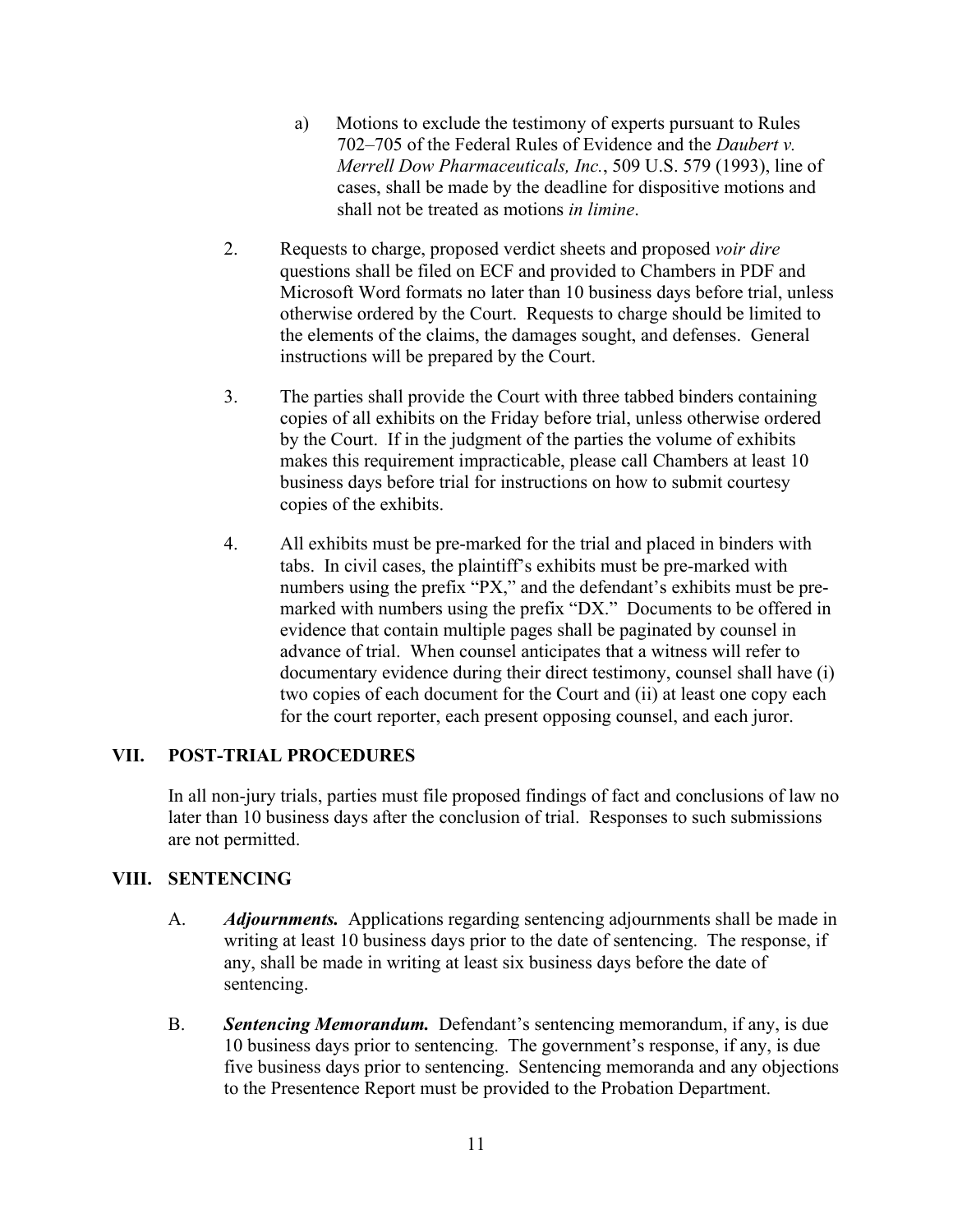a) Motions to exclude the testimony of experts pursuant to Rules 702–705 of the Federal Rules of Evidence and the *Daubert v. Merrell Dow Pharmaceuticals, Inc.*, 509 U.S. 579 (1993), line of cases, shall be made by the deadline for dispositive motions and shall not be treated as motions *in limine*.

2. Requests to charge, proposed verdict sheets and proposed *voir dire* questions shall be filed on ECF and provided to Chambers in PDF and Microsoft Word formats no later than 10 business days before trial, unless otherwise ordered by the Court. Requests to charge should be limited to the elements of the claims, the damages sought, and defenses. General instructions will be prepared by the Court.

3. The parties shall provide the Court with three tabbed binders containing copies of all exhibits on the Friday before trial, unless otherwise ordered by the Court. If in the judgment of the parties the volume of exhibits makes this requirement impracticable, please call Chambers at least 10 business days before trial for instructions on how to submit courtesy copies of the exhibits.

4. All exhibits must be pre-marked for the trial and placed in binders with tabs. In civil cases, the plaintiff's exhibits must be pre-marked with numbers using the prefix "PX," and the defendant's exhibits must be pre-marked with numbers using the prefix "DX." Documents to be offered in evidence that contain multiple pages shall be paginated by counsel in advance of trial. When counsel anticipates that a witness will refer to documentary evidence during their direct testimony, counsel shall have (i) two copies of each document for the Court and (ii) at least one copy each for the court reporter, each present opposing counsel, and each juror.

## VII. POST-TRIAL PROCEDURES

In all non-jury trials, parties must file proposed findings of fact and conclusions of law no later than 10 business days after the conclusion of trial. Responses to such submissions are not permitted.

## VIII. SENTENCING

A. ***Adjournments.*** Applications regarding sentencing adjournments shall be made in writing at least 10 business days prior to the date of sentencing. The response, if any, shall be made in writing at least six business days before the date of sentencing.

B. ***Sentencing Memorandum.*** Defendant's sentencing memorandum, if any, is due 10 business days prior to sentencing. The government's response, if any, is due five business days prior to sentencing. Sentencing memoranda and any objections to the Presentence Report must be provided to the Probation Department.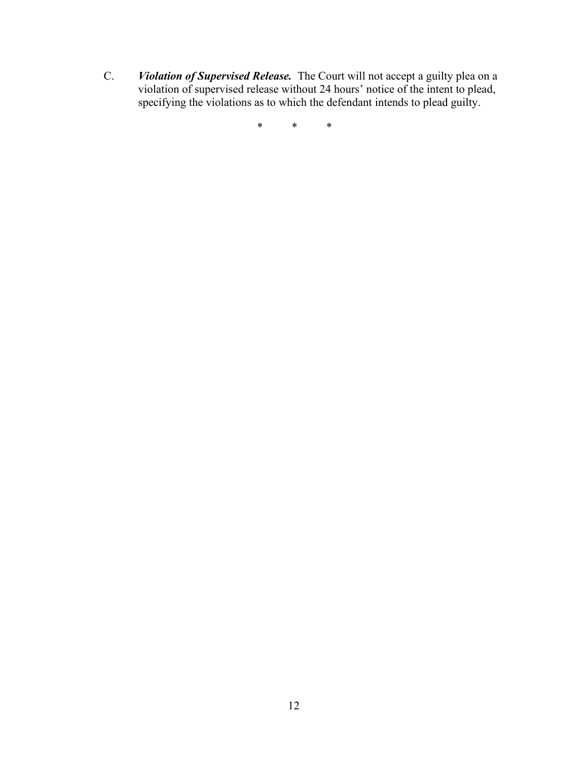C. ***Violation of Supervised Release.*** The Court will not accept a guilty plea on a violation of supervised release without 24 hours' notice of the intent to plead, specifying the violations as to which the defendant intends to plead guilty.

\* \* \*